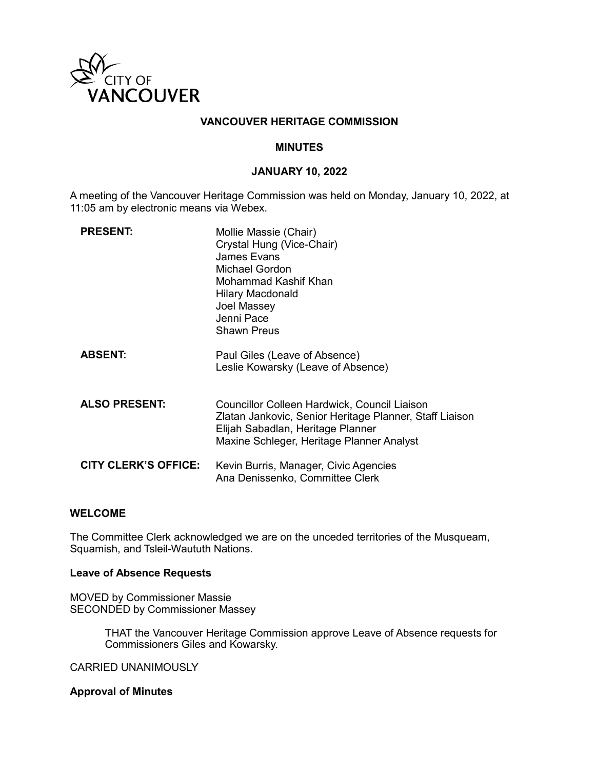CITY OF VANCOUVER

# VANCOUVER HERITAGE COMMISSION

## MINUTES

## JANUARY 10, 2022

A meeting of the Vancouver Heritage Commission was held on Monday, January 10, 2022, at 11:05 am by electronic means via Webex.

| | |
|---|---|
| **PRESENT:** | Mollie Massie (Chair)<br>Crystal Hung (Vice-Chair)<br>James Evans<br>Michael Gordon<br>Mohammad Kashif Khan<br>Hilary Macdonald<br>Joel Massey<br>Jenni Pace<br>Shawn Preus |
| **ABSENT:** | Paul Giles (Leave of Absence)<br>Leslie Kowarsky (Leave of Absence) |
| **ALSO PRESENT:** | Councillor Colleen Hardwick, Council Liaison<br>Zlatan Jankovic, Senior Heritage Planner, Staff Liaison<br>Elijah Sabadlan, Heritage Planner<br>Maxine Schleger, Heritage Planner Analyst |
| **CITY CLERK'S OFFICE:** | Kevin Burris, Manager, Civic Agencies<br>Ana Denissenko, Committee Clerk |

### WELCOME

The Committee Clerk acknowledged we are on the unceded territories of the Musqueam, Squamish, and Tsleil-Waututh Nations.

### Leave of Absence Requests

MOVED by Commissioner Massie
SECONDED by Commissioner Massey

> THAT the Vancouver Heritage Commission approve Leave of Absence requests for Commissioners Giles and Kowarsky.

CARRIED UNANIMOUSLY

### Approval of Minutes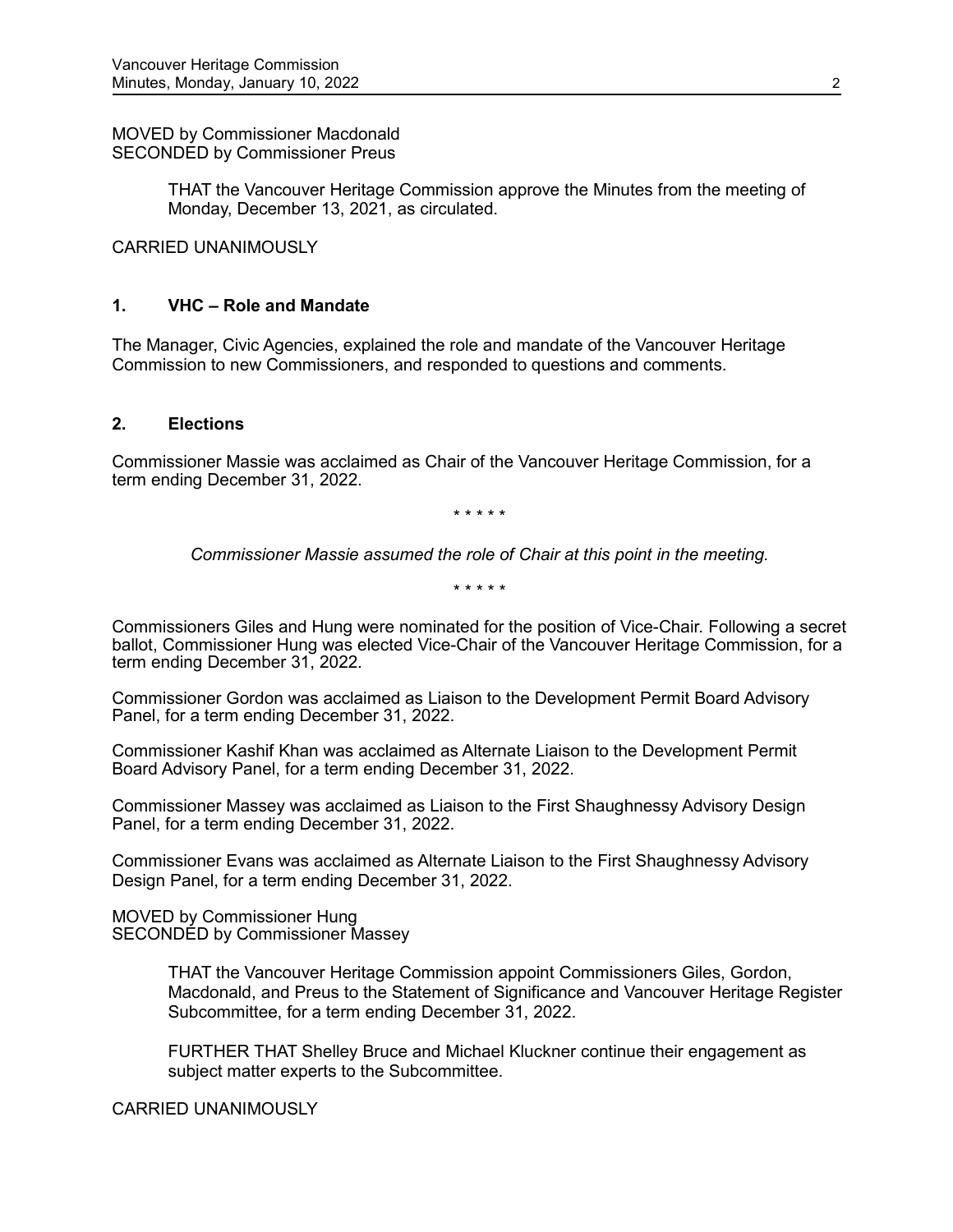MOVED by Commissioner Macdonald
SECONDED by Commissioner Preus

> THAT the Vancouver Heritage Commission approve the Minutes from the meeting of Monday, December 13, 2021, as circulated.

CARRIED UNANIMOUSLY

## 1. VHC – Role and Mandate

The Manager, Civic Agencies, explained the role and mandate of the Vancouver Heritage Commission to new Commissioners, and responded to questions and comments.

## 2. Elections

Commissioner Massie was acclaimed as Chair of the Vancouver Heritage Commission, for a term ending December 31, 2022.

\* \* \* \* \*

*Commissioner Massie assumed the role of Chair at this point in the meeting.*

\* \* \* \* \*

Commissioners Giles and Hung were nominated for the position of Vice-Chair. Following a secret ballot, Commissioner Hung was elected Vice-Chair of the Vancouver Heritage Commission, for a term ending December 31, 2022.

Commissioner Gordon was acclaimed as Liaison to the Development Permit Board Advisory Panel, for a term ending December 31, 2022.

Commissioner Kashif Khan was acclaimed as Alternate Liaison to the Development Permit Board Advisory Panel, for a term ending December 31, 2022.

Commissioner Massey was acclaimed as Liaison to the First Shaughnessy Advisory Design Panel, for a term ending December 31, 2022.

Commissioner Evans was acclaimed as Alternate Liaison to the First Shaughnessy Advisory Design Panel, for a term ending December 31, 2022.

MOVED by Commissioner Hung
SECONDED by Commissioner Massey

> THAT the Vancouver Heritage Commission appoint Commissioners Giles, Gordon, Macdonald, and Preus to the Statement of Significance and Vancouver Heritage Register Subcommittee, for a term ending December 31, 2022.
>
> FURTHER THAT Shelley Bruce and Michael Kluckner continue their engagement as subject matter experts to the Subcommittee.

CARRIED UNANIMOUSLY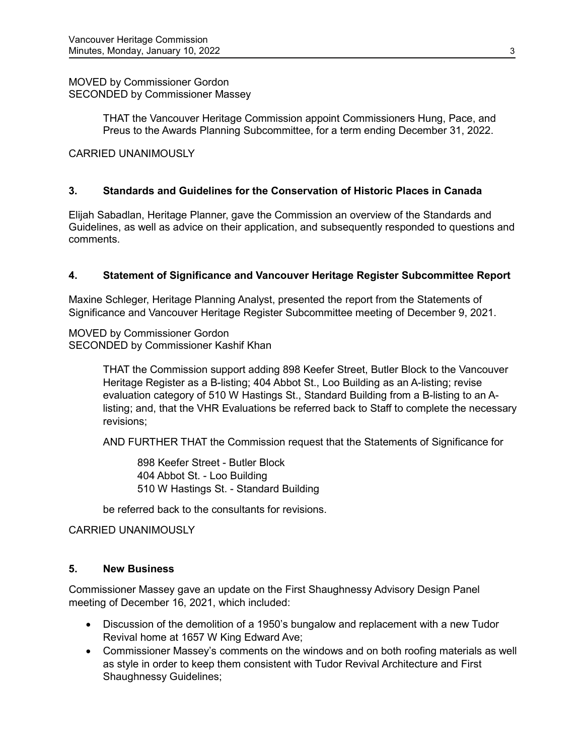MOVED by Commissioner Gordon
SECONDED by Commissioner Massey

> THAT the Vancouver Heritage Commission appoint Commissioners Hung, Pace, and Preus to the Awards Planning Subcommittee, for a term ending December 31, 2022.

CARRIED UNANIMOUSLY

### 3. Standards and Guidelines for the Conservation of Historic Places in Canada

Elijah Sabadlan, Heritage Planner, gave the Commission an overview of the Standards and Guidelines, as well as advice on their application, and subsequently responded to questions and comments.

### 4. Statement of Significance and Vancouver Heritage Register Subcommittee Report

Maxine Schleger, Heritage Planning Analyst, presented the report from the Statements of Significance and Vancouver Heritage Register Subcommittee meeting of December 9, 2021.

MOVED by Commissioner Gordon
SECONDED by Commissioner Kashif Khan

> THAT the Commission support adding 898 Keefer Street, Butler Block to the Vancouver Heritage Register as a B-listing; 404 Abbot St., Loo Building as an A-listing; revise evaluation category of 510 W Hastings St., Standard Building from a B-listing to an A-listing; and, that the VHR Evaluations be referred back to Staff to complete the necessary revisions;
>
> AND FURTHER THAT the Commission request that the Statements of Significance for
>
> > 898 Keefer Street - Butler Block
> > 404 Abbot St. - Loo Building
> > 510 W Hastings St. - Standard Building
>
> be referred back to the consultants for revisions.

CARRIED UNANIMOUSLY

### 5. New Business

Commissioner Massey gave an update on the First Shaughnessy Advisory Design Panel meeting of December 16, 2021, which included:

- Discussion of the demolition of a 1950's bungalow and replacement with a new Tudor Revival home at 1657 W King Edward Ave;
- Commissioner Massey's comments on the windows and on both roofing materials as well as style in order to keep them consistent with Tudor Revival Architecture and First Shaughnessy Guidelines;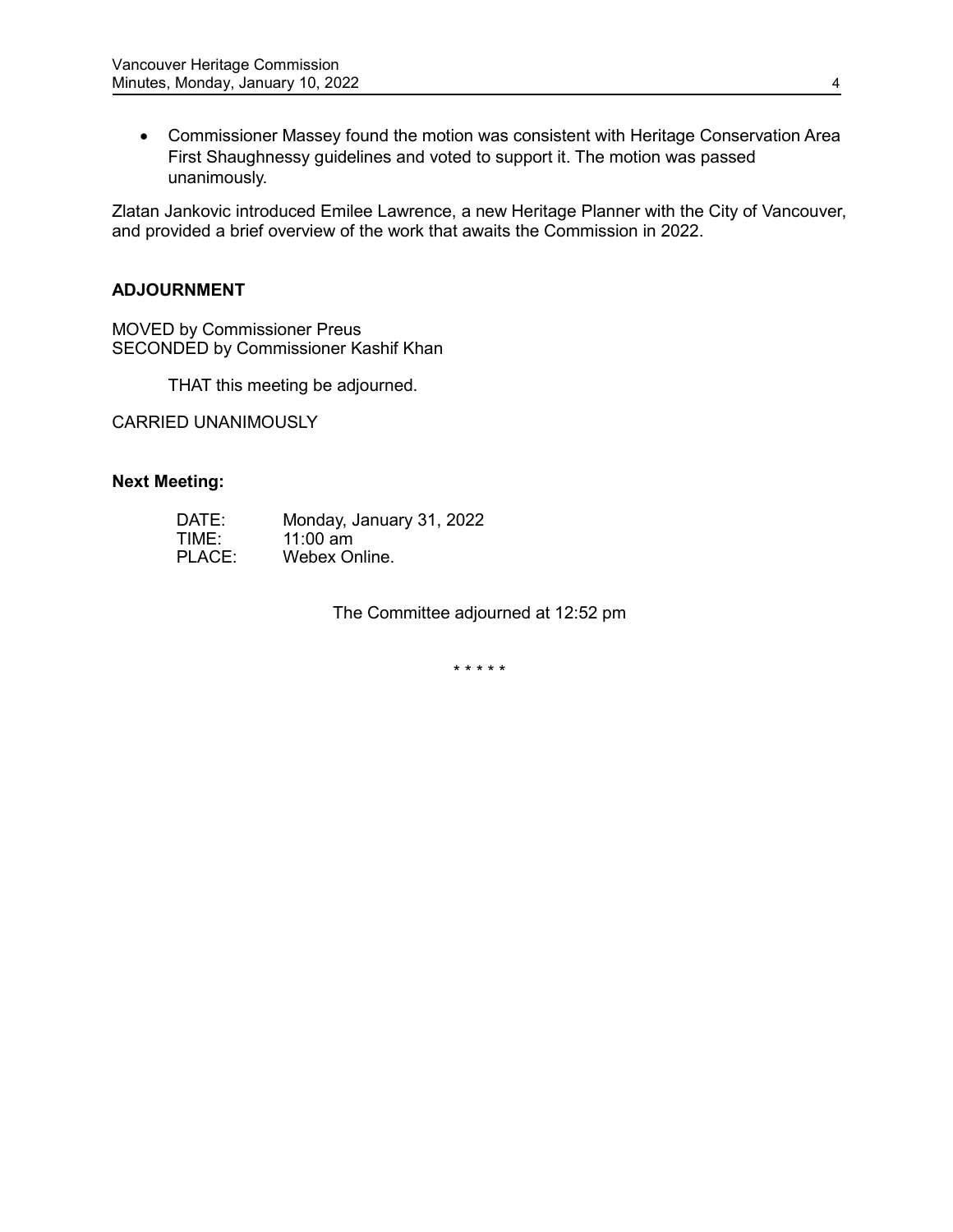- Commissioner Massey found the motion was consistent with Heritage Conservation Area First Shaughnessy guidelines and voted to support it. The motion was passed unanimously.

Zlatan Jankovic introduced Emilee Lawrence, a new Heritage Planner with the City of Vancouver, and provided a brief overview of the work that awaits the Commission in 2022.

## ADJOURNMENT

MOVED by Commissioner Preus
SECONDED by Commissioner Kashif Khan

THAT this meeting be adjourned.

CARRIED UNANIMOUSLY

**Next Meeting:**

| | |
|---|---|
| DATE: | Monday, January 31, 2022 |
| TIME: | 11:00 am |
| PLACE: | Webex Online. |

The Committee adjourned at 12:52 pm

* * * * *